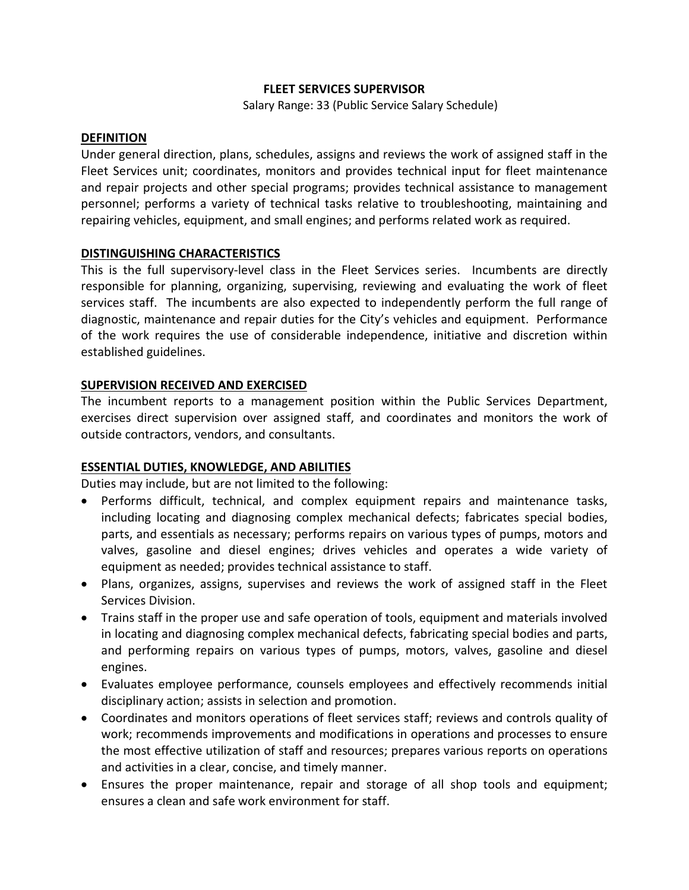# FLEET SERVICES SUPERVISOR

Salary Range: 33 (Public Service Salary Schedule)

## DEFINITION

Under general direction, plans, schedules, assigns and reviews the work of assigned staff in the Fleet Services unit; coordinates, monitors and provides technical input for fleet maintenance and repair projects and other special programs; provides technical assistance to management personnel; performs a variety of technical tasks relative to troubleshooting, maintaining and repairing vehicles, equipment, and small engines; and performs related work as required.

## DISTINGUISHING CHARACTERISTICS

This is the full supervisory-level class in the Fleet Services series. Incumbents are directly responsible for planning, organizing, supervising, reviewing and evaluating the work of fleet services staff. The incumbents are also expected to independently perform the full range of diagnostic, maintenance and repair duties for the City's vehicles and equipment. Performance of the work requires the use of considerable independence, initiative and discretion within established guidelines.

## SUPERVISION RECEIVED AND EXERCISED

The incumbent reports to a management position within the Public Services Department, exercises direct supervision over assigned staff, and coordinates and monitors the work of outside contractors, vendors, and consultants.

## ESSENTIAL DUTIES, KNOWLEDGE, AND ABILITIES

Duties may include, but are not limited to the following:

- Performs difficult, technical, and complex equipment repairs and maintenance tasks, including locating and diagnosing complex mechanical defects; fabricates special bodies, parts, and essentials as necessary; performs repairs on various types of pumps, motors and valves, gasoline and diesel engines; drives vehicles and operates a wide variety of equipment as needed; provides technical assistance to staff.
- Plans, organizes, assigns, supervises and reviews the work of assigned staff in the Fleet Services Division.
- Trains staff in the proper use and safe operation of tools, equipment and materials involved in locating and diagnosing complex mechanical defects, fabricating special bodies and parts, and performing repairs on various types of pumps, motors, valves, gasoline and diesel engines.
- Evaluates employee performance, counsels employees and effectively recommends initial disciplinary action; assists in selection and promotion.
- Coordinates and monitors operations of fleet services staff; reviews and controls quality of work; recommends improvements and modifications in operations and processes to ensure the most effective utilization of staff and resources; prepares various reports on operations and activities in a clear, concise, and timely manner.
- Ensures the proper maintenance, repair and storage of all shop tools and equipment; ensures a clean and safe work environment for staff.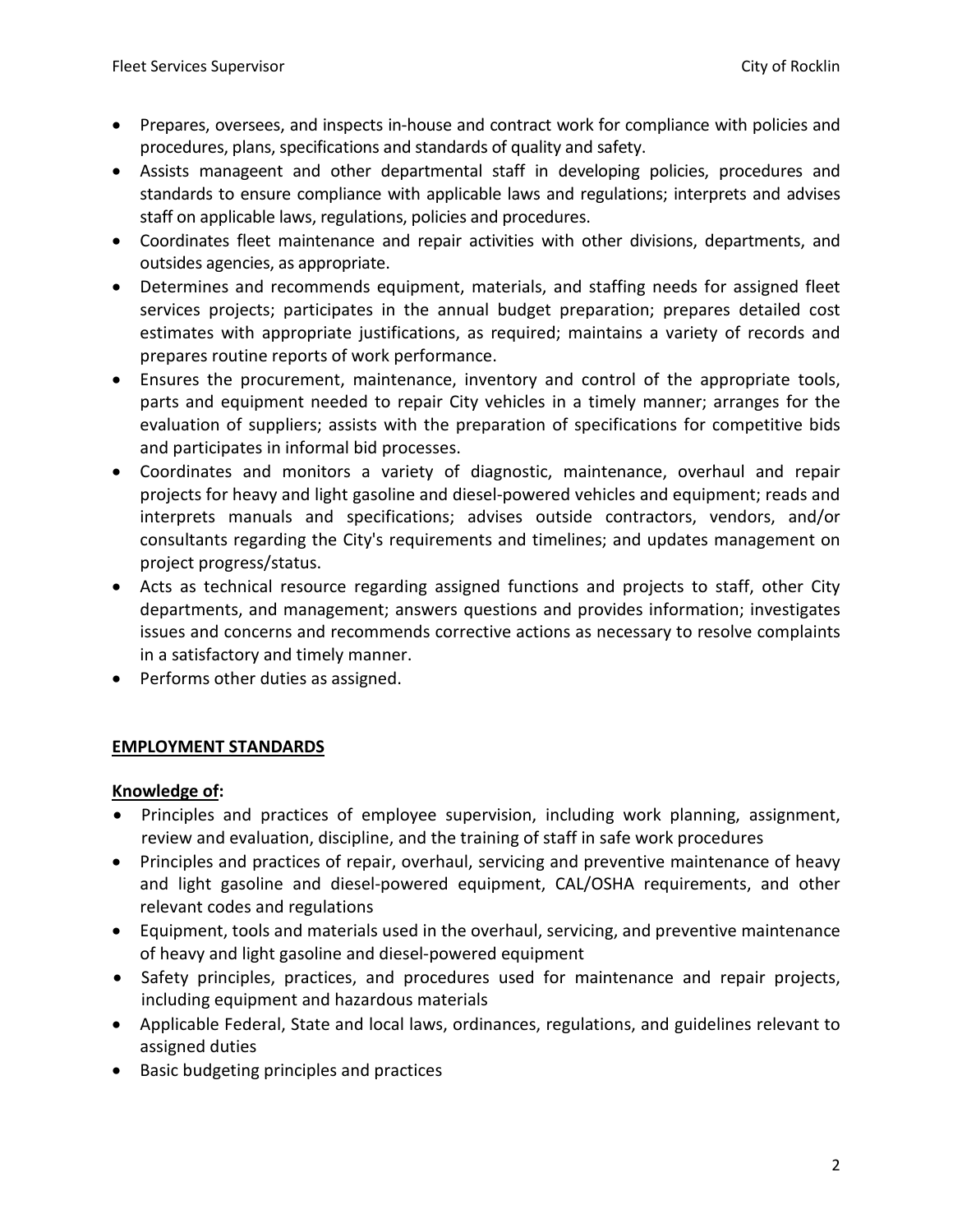- Prepares, oversees, and inspects in-house and contract work for compliance with policies and procedures, plans, specifications and standards of quality and safety.
- Assists manageent and other departmental staff in developing policies, procedures and standards to ensure compliance with applicable laws and regulations; interprets and advises staff on applicable laws, regulations, policies and procedures.
- Coordinates fleet maintenance and repair activities with other divisions, departments, and outsides agencies, as appropriate.
- Determines and recommends equipment, materials, and staffing needs for assigned fleet services projects; participates in the annual budget preparation; prepares detailed cost estimates with appropriate justifications, as required; maintains a variety of records and prepares routine reports of work performance.
- Ensures the procurement, maintenance, inventory and control of the appropriate tools, parts and equipment needed to repair City vehicles in a timely manner; arranges for the evaluation of suppliers; assists with the preparation of specifications for competitive bids and participates in informal bid processes.
- Coordinates and monitors a variety of diagnostic, maintenance, overhaul and repair projects for heavy and light gasoline and diesel-powered vehicles and equipment; reads and interprets manuals and specifications; advises outside contractors, vendors, and/or consultants regarding the City's requirements and timelines; and updates management on project progress/status.
- Acts as technical resource regarding assigned functions and projects to staff, other City departments, and management; answers questions and provides information; investigates issues and concerns and recommends corrective actions as necessary to resolve complaints in a satisfactory and timely manner.
- Performs other duties as assigned.

## EMPLOYMENT STANDARDS

### Knowledge of:

- Principles and practices of employee supervision, including work planning, assignment, review and evaluation, discipline, and the training of staff in safe work procedures
- Principles and practices of repair, overhaul, servicing and preventive maintenance of heavy and light gasoline and diesel-powered equipment, CAL/OSHA requirements, and other relevant codes and regulations
- Equipment, tools and materials used in the overhaul, servicing, and preventive maintenance of heavy and light gasoline and diesel-powered equipment
- Safety principles, practices, and procedures used for maintenance and repair projects, including equipment and hazardous materials
- Applicable Federal, State and local laws, ordinances, regulations, and guidelines relevant to assigned duties
- Basic budgeting principles and practices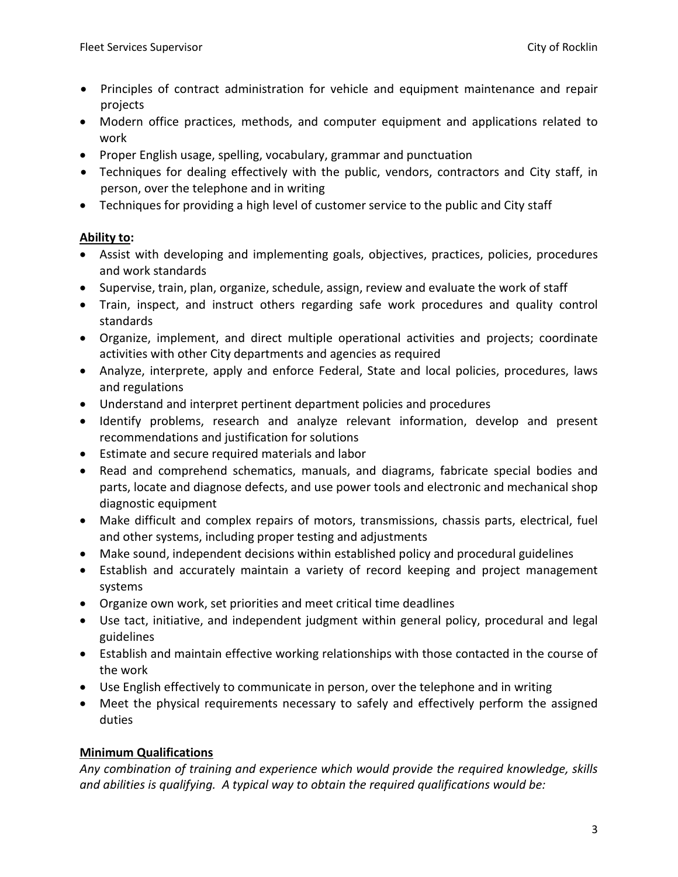- Principles of contract administration for vehicle and equipment maintenance and repair projects
- Modern office practices, methods, and computer equipment and applications related to work
- Proper English usage, spelling, vocabulary, grammar and punctuation
- Techniques for dealing effectively with the public, vendors, contractors and City staff, in person, over the telephone and in writing
- Techniques for providing a high level of customer service to the public and City staff

**Ability to:**

- Assist with developing and implementing goals, objectives, practices, policies, procedures and work standards
- Supervise, train, plan, organize, schedule, assign, review and evaluate the work of staff
- Train, inspect, and instruct others regarding safe work procedures and quality control standards
- Organize, implement, and direct multiple operational activities and projects; coordinate activities with other City departments and agencies as required
- Analyze, interprete, apply and enforce Federal, State and local policies, procedures, laws and regulations
- Understand and interpret pertinent department policies and procedures
- Identify problems, research and analyze relevant information, develop and present recommendations and justification for solutions
- Estimate and secure required materials and labor
- Read and comprehend schematics, manuals, and diagrams, fabricate special bodies and parts, locate and diagnose defects, and use power tools and electronic and mechanical shop diagnostic equipment
- Make difficult and complex repairs of motors, transmissions, chassis parts, electrical, fuel and other systems, including proper testing and adjustments
- Make sound, independent decisions within established policy and procedural guidelines
- Establish and accurately maintain a variety of record keeping and project management systems
- Organize own work, set priorities and meet critical time deadlines
- Use tact, initiative, and independent judgment within general policy, procedural and legal guidelines
- Establish and maintain effective working relationships with those contacted in the course of the work
- Use English effectively to communicate in person, over the telephone and in writing
- Meet the physical requirements necessary to safely and effectively perform the assigned duties

**Minimum Qualifications**

*Any combination of training and experience which would provide the required knowledge, skills and abilities is qualifying. A typical way to obtain the required qualifications would be:*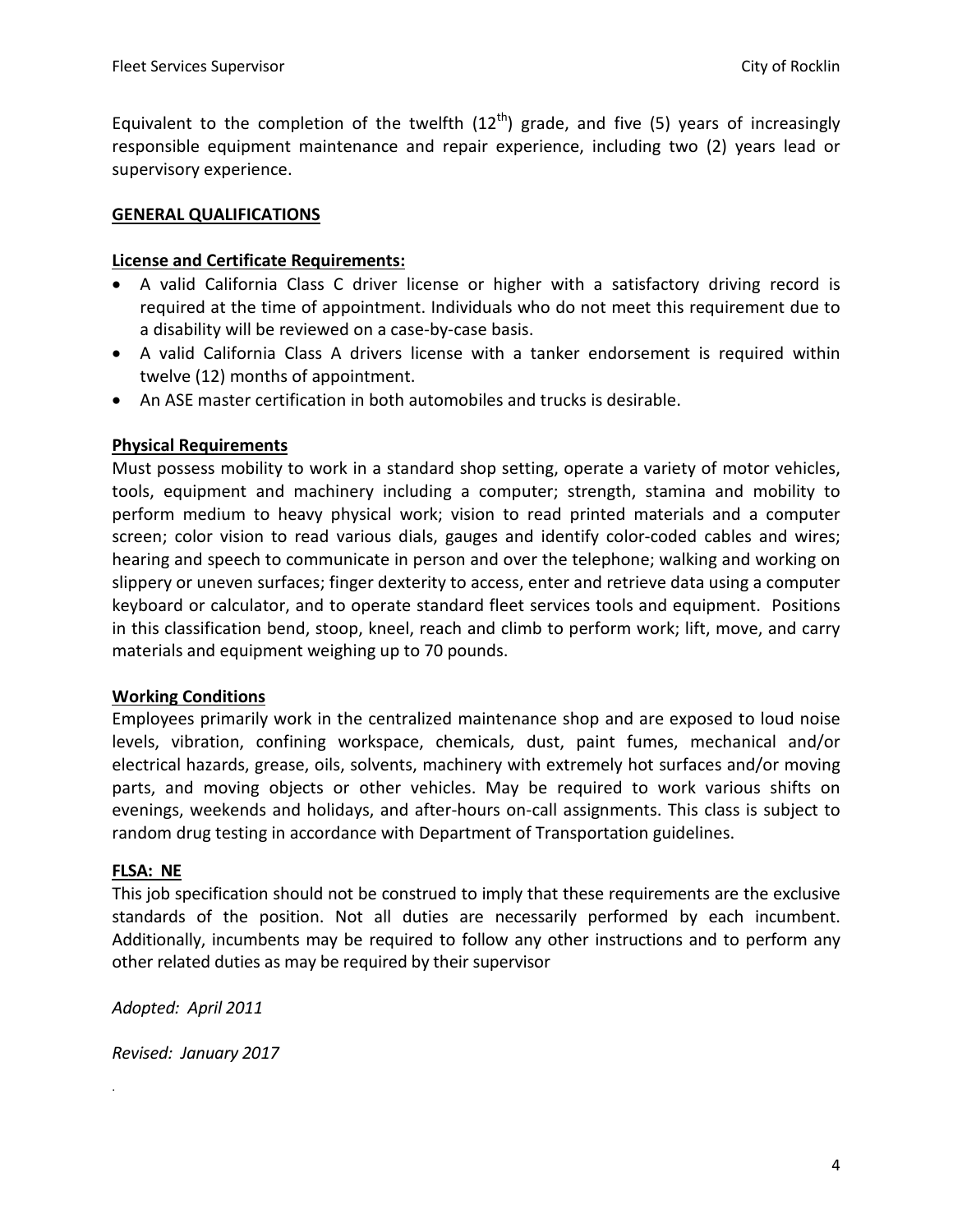Equivalent to the completion of the twelfth (12th) grade, and five (5) years of increasingly responsible equipment maintenance and repair experience, including two (2) years lead or supervisory experience.

## GENERAL QUALIFICATIONS

### License and Certificate Requirements:

- A valid California Class C driver license or higher with a satisfactory driving record is required at the time of appointment. Individuals who do not meet this requirement due to a disability will be reviewed on a case-by-case basis.
- A valid California Class A drivers license with a tanker endorsement is required within twelve (12) months of appointment.
- An ASE master certification in both automobiles and trucks is desirable.

### Physical Requirements

Must possess mobility to work in a standard shop setting, operate a variety of motor vehicles, tools, equipment and machinery including a computer; strength, stamina and mobility to perform medium to heavy physical work; vision to read printed materials and a computer screen; color vision to read various dials, gauges and identify color-coded cables and wires; hearing and speech to communicate in person and over the telephone; walking and working on slippery or uneven surfaces; finger dexterity to access, enter and retrieve data using a computer keyboard or calculator, and to operate standard fleet services tools and equipment. Positions in this classification bend, stoop, kneel, reach and climb to perform work; lift, move, and carry materials and equipment weighing up to 70 pounds.

### Working Conditions

Employees primarily work in the centralized maintenance shop and are exposed to loud noise levels, vibration, confining workspace, chemicals, dust, paint fumes, mechanical and/or electrical hazards, grease, oils, solvents, machinery with extremely hot surfaces and/or moving parts, and moving objects or other vehicles. May be required to work various shifts on evenings, weekends and holidays, and after-hours on-call assignments. This class is subject to random drug testing in accordance with Department of Transportation guidelines.

### FLSA: NE

This job specification should not be construed to imply that these requirements are the exclusive standards of the position. Not all duties are necessarily performed by each incumbent. Additionally, incumbents may be required to follow any other instructions and to perform any other related duties as may be required by their supervisor

*Adopted: April 2011*

*Revised: January 2017*